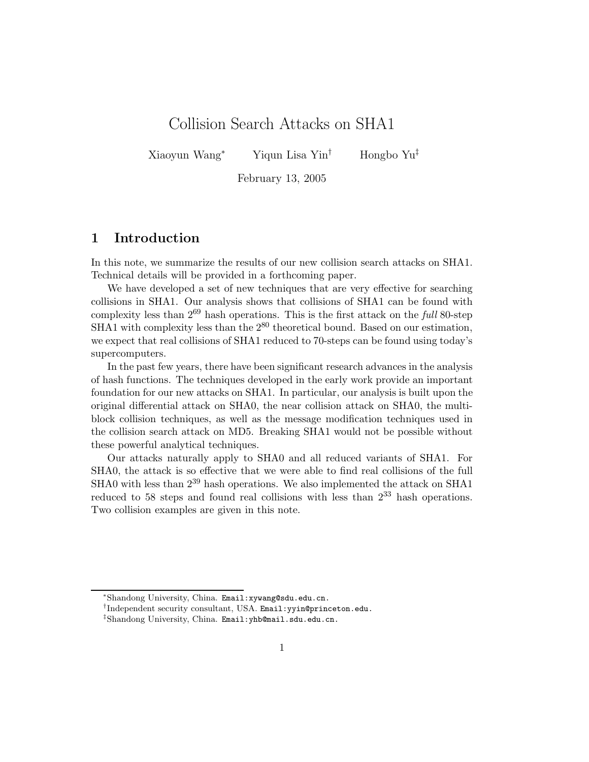# Collision Search Attacks on SHA1

Xiaoyun Wang[*] Yiqun Lisa Yin[†] Hongbo Yu[‡]

February 13, 2005

## 1 Introduction

In this note, we summarize the results of our new collision search attacks on SHA1. Technical details will be provided in a forthcoming paper.

We have developed a set of new techniques that are very effective for searching collisions in SHA1. Our analysis shows that collisions of SHA1 can be found with complexity less than $2^{69}$ hash operations. This is the first attack on the *full* 80-step SHA1 with complexity less than the $2^{80}$ theoretical bound. Based on our estimation, we expect that real collisions of SHA1 reduced to 70-steps can be found using today's supercomputers.

In the past few years, there have been significant research advances in the analysis of hash functions. The techniques developed in the early work provide an important foundation for our new attacks on SHA1. In particular, our analysis is built upon the original differential attack on SHA0, the near collision attack on SHA0, the multi-block collision techniques, as well as the message modification techniques used in the collision search attack on MD5. Breaking SHA1 would not be possible without these powerful analytical techniques.

Our attacks naturally apply to SHA0 and all reduced variants of SHA1. For SHA0, the attack is so effective that we were able to find real collisions of the full SHA0 with less than $2^{39}$ hash operations. We also implemented the attack on SHA1 reduced to 58 steps and found real collisions with less than $2^{33}$ hash operations. Two collision examples are given in this note.

---

[*] Shandong University, China. Email:xywang@sdu.edu.cn.

[†] Independent security consultant, USA. Email:yyin@princeton.edu.

[‡] Shandong University, China. Email:yhb@mail.sdu.edu.cn.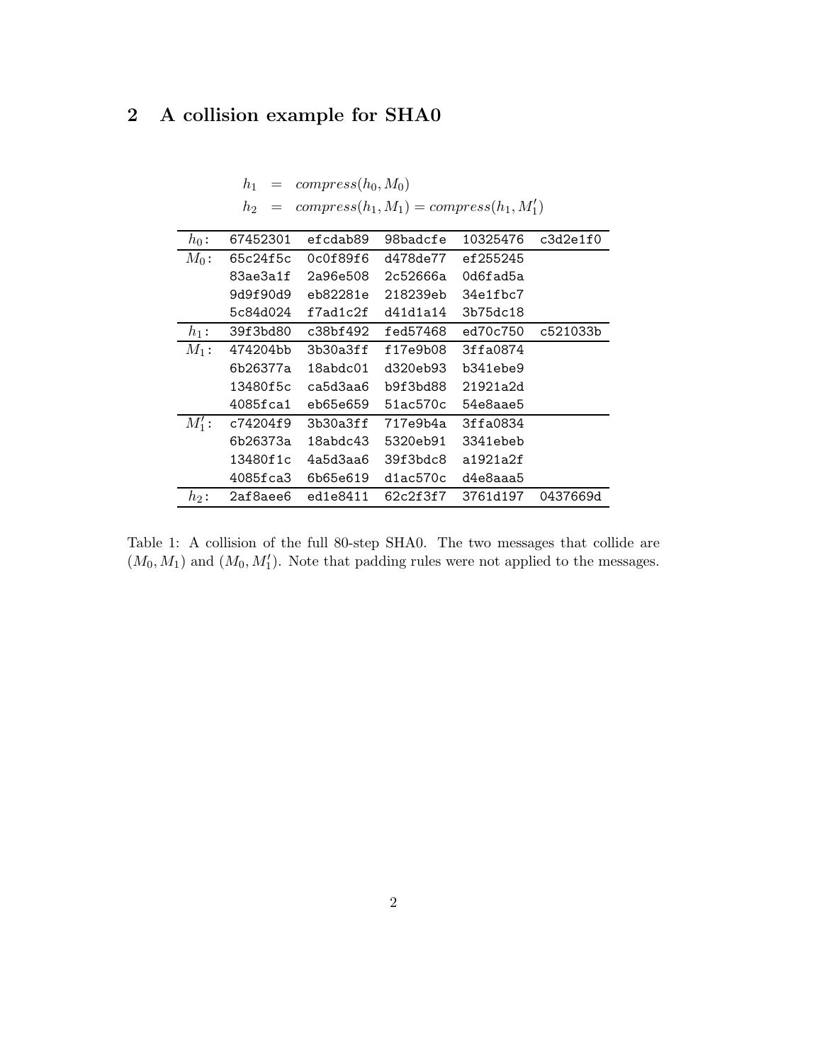## 2 A collision example for SHA0

$$
\begin{aligned}
h_1 &= compress(h_0, M_0) \\
h_2 &= compress(h_1, M_1) = compress(h_1, M_1')
\end{aligned}
$$

| | | | | | |
|---|---|---|---|---|---|
| $h_0$: | 67452301 | efcdab89 | 98badcfe | 10325476 | c3d2e1f0 |
| $M_0$: | 65c24f5c | 0c0f89f6 | d478de77 | ef255245 | |
| | 83ae3a1f | 2a96e508 | 2c52666a | 0d6fad5a | |
| | 9d9f90d9 | eb82281e | 218239eb | 34e1fbc7 | |
| | 5c84d024 | f7ad1c2f | d41d1a14 | 3b75dc18 | |
| $h_1$: | 39f3bd80 | c38bf492 | fed57468 | ed70c750 | c521033b |
| $M_1$: | 474204bb | 3b30a3ff | f17e9b08 | 3ffa0874 | |
| | 6b26377a | 18abdc01 | d320eb93 | b341ebe9 | |
| | 13480f5c | ca5d3aa6 | b9f3bd88 | 21921a2d | |
| | 4085fca1 | eb65e659 | 51ac570c | 54e8aae5 | |
| $M_1'$: | c74204f9 | 3b30a3ff | 717e9b4a | 3ffa0834 | |
| | 6b26373a | 18abdc43 | 5320eb91 | 3341ebeb | |
| | 13480f1c | 4a5d3aa6 | 39f3bdc8 | a1921a2f | |
| | 4085fca3 | 6b65e619 | d1ac570c | d4e8aaa5 | |
| $h_2$: | 2af8aee6 | ed1e8411 | 62c2f3f7 | 3761d197 | 0437669d |

Table 1: A collision of the full 80-step SHA0. The two messages that collide are $(M_0, M_1)$ and $(M_0, M_1')$. Note that padding rules were not applied to the messages.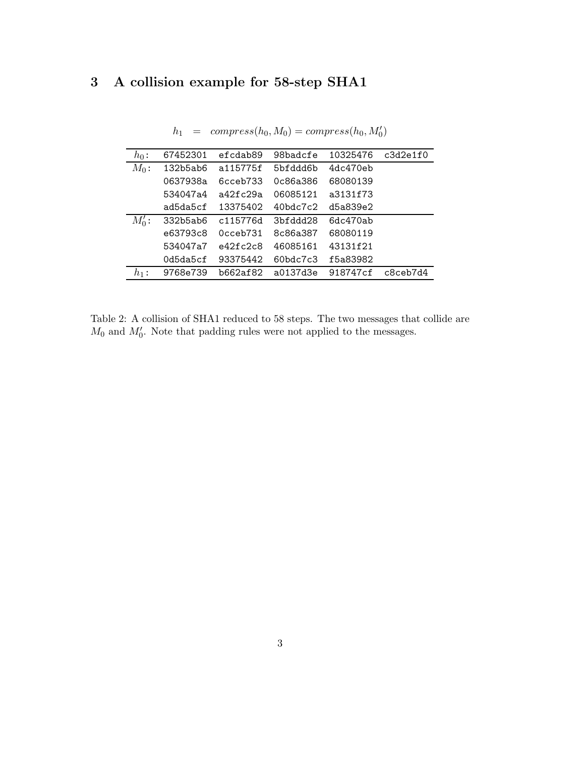## 3 A collision example for 58-step SHA1

$$h_1 \;=\; compress(h_0, M_0) = compress(h_0, M_0')$$

| | | | | | |
|---|---|---|---|---|---|
| $h_0$: | 67452301 | efcdab89 | 98badcfe | 10325476 | c3d2e1f0 |
| $M_0$: | 132b5ab6 | a115775f | 5bfddd6b | 4dc470eb | |
| | 0637938a | 6cceb733 | 0c86a386 | 68080139 | |
| | 534047a4 | a42fc29a | 06085121 | a3131f73 | |
| | ad5da5cf | 13375402 | 40bdc7c2 | d5a839e2 | |
| $M_0'$: | 332b5ab6 | c115776d | 3bfddd28 | 6dc470ab | |
| | e63793c8 | 0cceb731 | 8c86a387 | 68080119 | |
| | 534047a7 | e42fc2c8 | 46085161 | 43131f21 | |
| | 0d5da5cf | 93375442 | 60bdc7c3 | f5a83982 | |
| $h_1$: | 9768e739 | b662af82 | a0137d3e | 918747cf | c8ceb7d4 |

Table 2: A collision of SHA1 reduced to 58 steps. The two messages that collide are $M_0$ and $M_0'$. Note that padding rules were not applied to the messages.